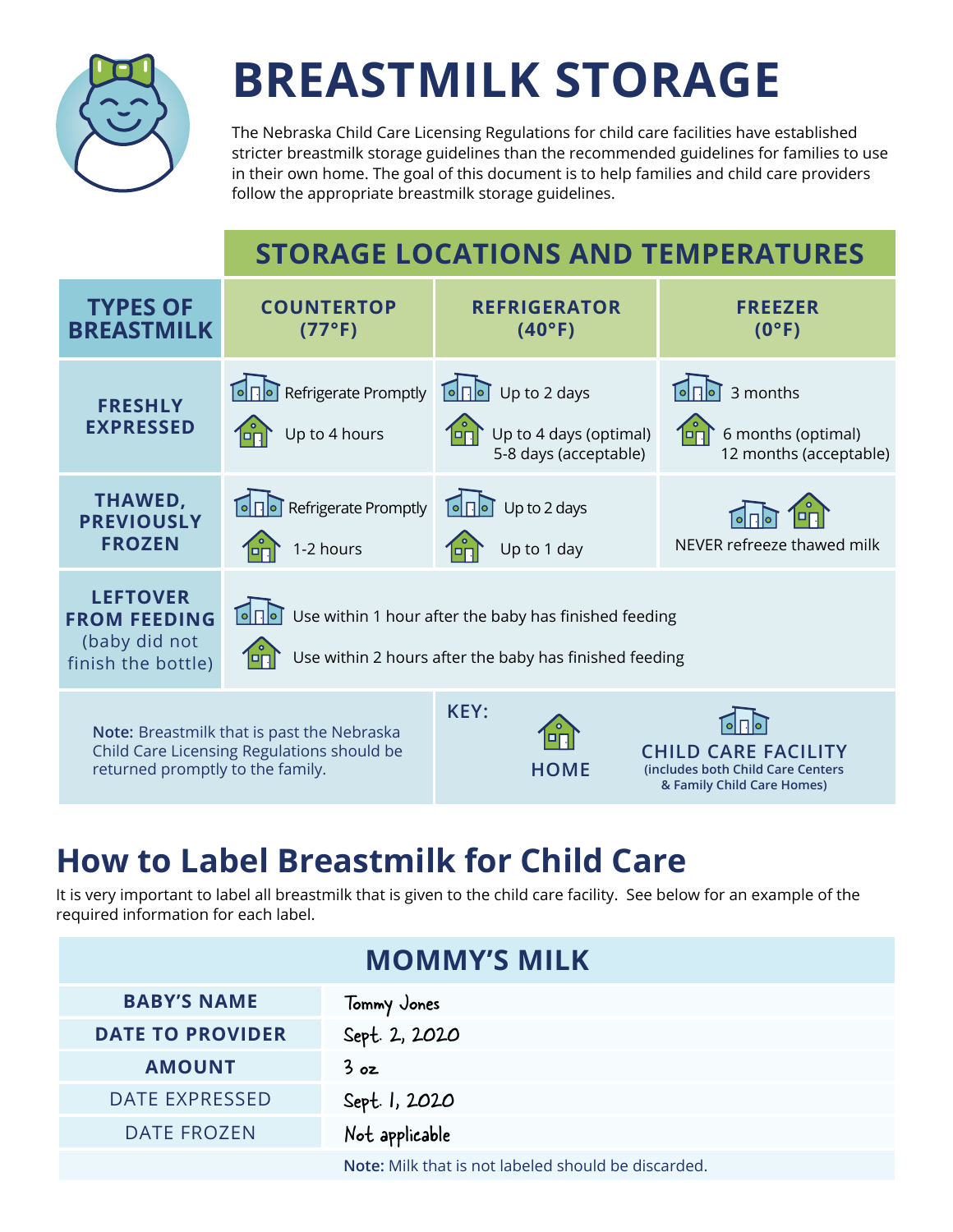# BREASTMILK STORAGE

The Nebraska Child Care Licensing Regulations for child care facilities have established stricter breastmilk storage guidelines than the recommended guidelines for families to use in their own home. The goal of this document is to help families and child care providers follow the appropriate breastmilk storage guidelines.

## STORAGE LOCATIONS AND TEMPERATURES

| TYPES OF BREASTMILK | COUNTERTOP (77°F) | REFRIGERATOR (40°F) | FREEZER (0°F) |
|---|---|---|---|
| **FRESHLY EXPRESSED** | Child Care Facility: Refrigerate Promptly<br>Home: Up to 4 hours | Child Care Facility: Up to 2 days<br>Home: Up to 4 days (optimal) 5-8 days (acceptable) | Child Care Facility: 3 months<br>Home: 6 months (optimal) 12 months (acceptable) |
| **THAWED, PREVIOUSLY FROZEN** | Child Care Facility: Refrigerate Promptly<br>Home: 1-2 hours | Child Care Facility: Up to 2 days<br>Home: Up to 1 day | Child Care Facility & Home: NEVER refreeze thawed milk |
| **LEFTOVER FROM FEEDING** (baby did not finish the bottle) | Child Care Facility: Use within 1 hour after the baby has finished feeding<br>Home: Use within 2 hours after the baby has finished feeding | | |

**Note:** Breastmilk that is past the Nebraska Child Care Licensing Regulations should be returned promptly to the family.

**KEY:**
- HOME
- CHILD CARE FACILITY (includes both Child Care Centers & Family Child Care Homes)

## How to Label Breastmilk for Child Care

It is very important to label all breastmilk that is given to the child care facility. See below for an example of the required information for each label.

| MOMMY'S MILK | |
|---|---|
| **BABY'S NAME** | Tommy Jones |
| **DATE TO PROVIDER** | Sept. 2, 2020 |
| **AMOUNT** | 3 oz |
| DATE EXPRESSED | Sept. 1, 2020 |
| DATE FROZEN | Not applicable |
| | **Note:** Milk that is not labeled should be discarded. |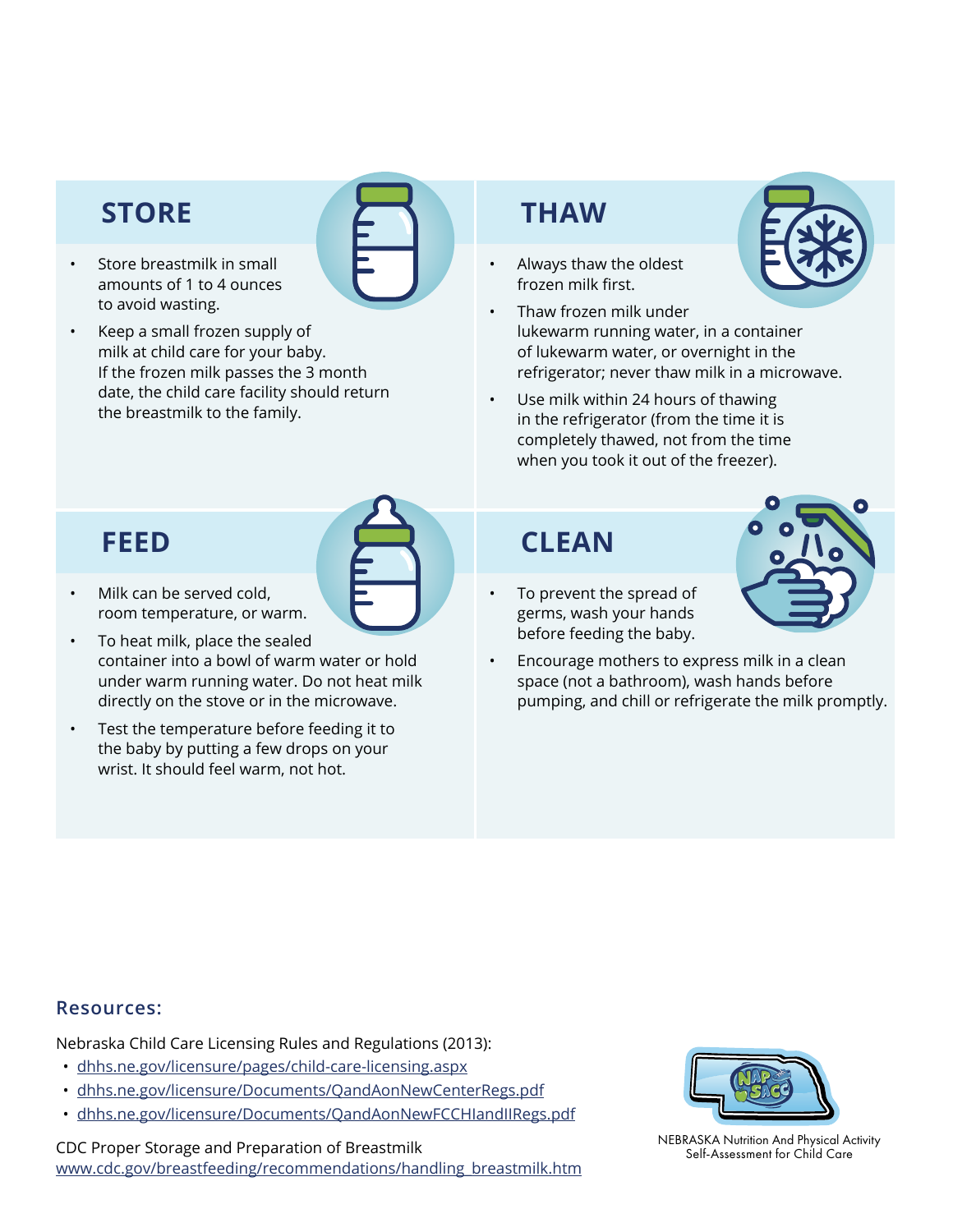## STORE

- Store breastmilk in small amounts of 1 to 4 ounces to avoid wasting.
- Keep a small frozen supply of milk at child care for your baby. If the frozen milk passes the 3 month date, the child care facility should return the breastmilk to the family.

## THAW

- Always thaw the oldest frozen milk first.
- Thaw frozen milk under lukewarm running water, in a container of lukewarm water, or overnight in the refrigerator; never thaw milk in a microwave.
- Use milk within 24 hours of thawing in the refrigerator (from the time it is completely thawed, not from the time when you took it out of the freezer).

## FEED

- Milk can be served cold, room temperature, or warm.
- To heat milk, place the sealed container into a bowl of warm water or hold under warm running water. Do not heat milk directly on the stove or in the microwave.
- Test the temperature before feeding it to the baby by putting a few drops on your wrist. It should feel warm, not hot.

## CLEAN

- To prevent the spread of germs, wash your hands before feeding the baby.
- Encourage mothers to express milk in a clean space (not a bathroom), wash hands before pumping, and chill or refrigerate the milk promptly.

### Resources:

Nebraska Child Care Licensing Rules and Regulations (2013):

- dhhs.ne.gov/licensure/pages/child-care-licensing.aspx
- dhhs.ne.gov/licensure/Documents/QandAonNewCenterRegs.pdf
- dhhs.ne.gov/licensure/Documents/QandAonNewFCCHIandIIRegs.pdf

CDC Proper Storage and Preparation of Breastmilk
www.cdc.gov/breastfeeding/recommendations/handling_breastmilk.htm

NEBRASKA Nutrition And Physical Activity Self-Assessment for Child Care